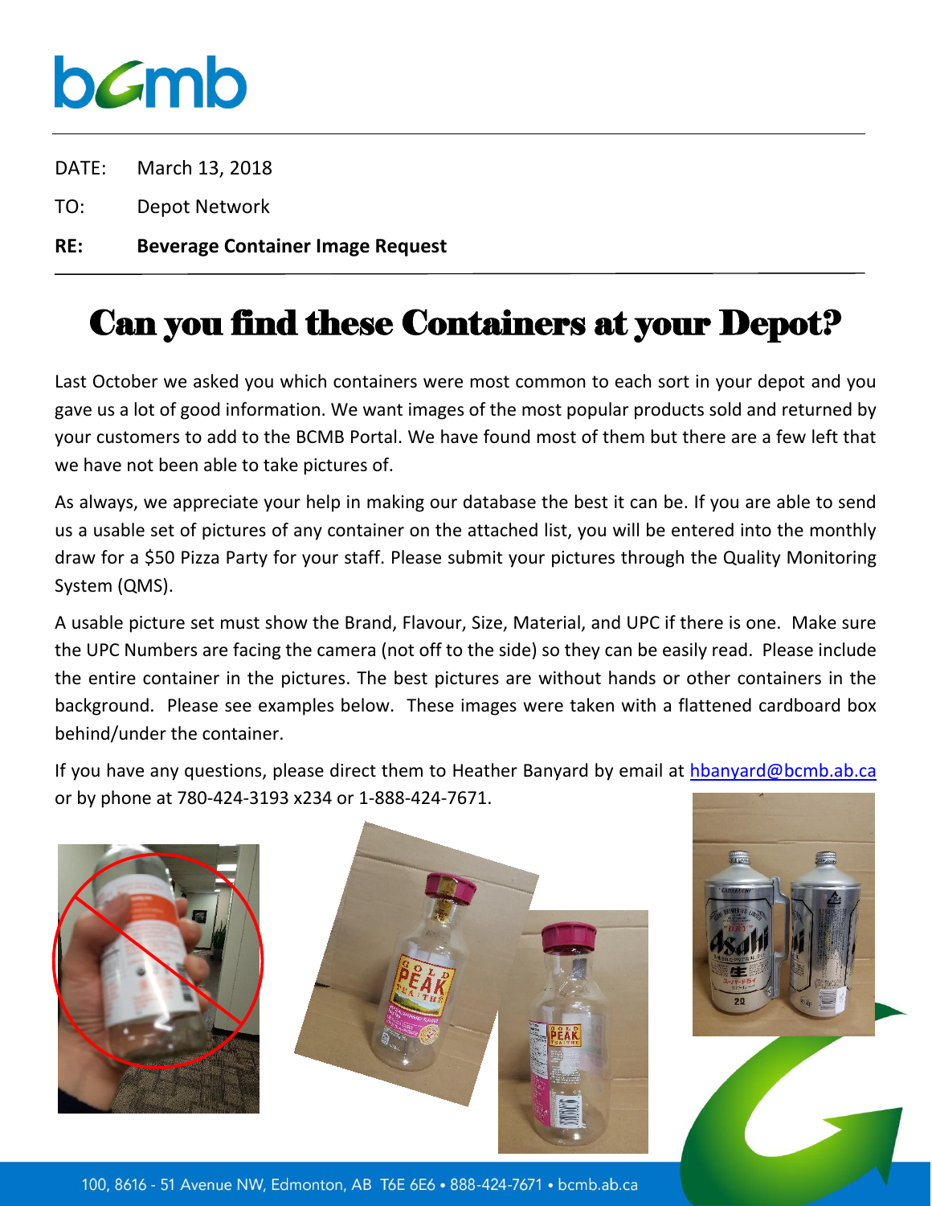DATE: March 13, 2018

TO: Depot Network

**RE: Beverage Container Image Request**

# Can you find these Containers at your Depot?

Last October we asked you which containers were most common to each sort in your depot and you gave us a lot of good information. We want images of the most popular products sold and returned by your customers to add to the BCMB Portal. We have found most of them but there are a few left that we have not been able to take pictures of.

As always, we appreciate your help in making our database the best it can be. If you are able to send us a usable set of pictures of any container on the attached list, you will be entered into the monthly draw for a $50 Pizza Party for your staff. Please submit your pictures through the Quality Monitoring System (QMS).

A usable picture set must show the Brand, Flavour, Size, Material, and UPC if there is one. Make sure the UPC Numbers are facing the camera (not off to the side) so they can be easily read. Please include the entire container in the pictures. The best pictures are without hands or other containers in the background. Please see examples below. These images were taken with a flattened cardboard box behind/under the container.

If you have any questions, please direct them to Heather Banyard by email at hbanyard@bcmb.ab.ca or by phone at 780-424-3193 x234 or 1-888-424-7671.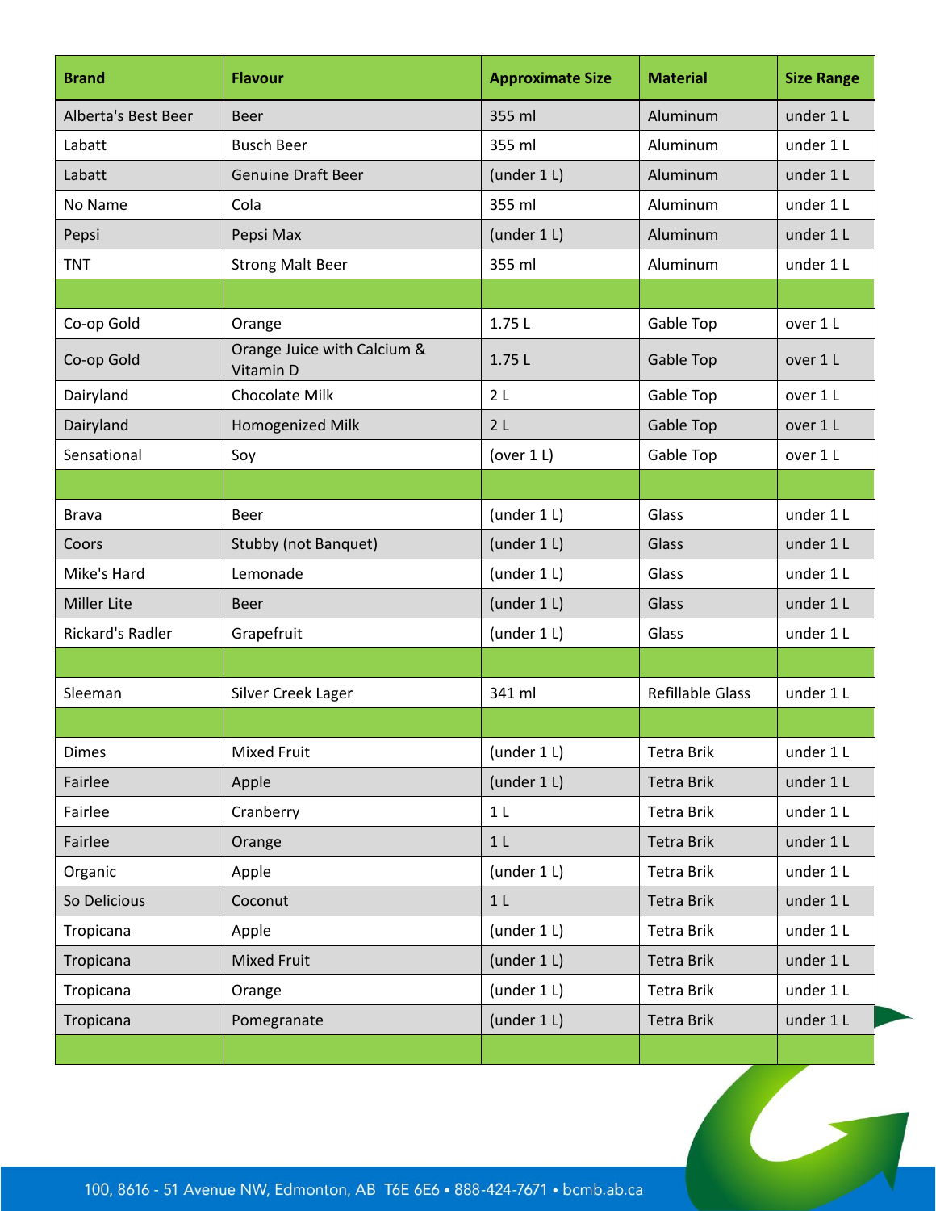| Brand | Flavour | Approximate Size | Material | Size Range |
| --- | --- | --- | --- | --- |
| Alberta's Best Beer | Beer | 355 ml | Aluminum | under 1 L |
| Labatt | Busch Beer | 355 ml | Aluminum | under 1 L |
| Labatt | Genuine Draft Beer | (under 1 L) | Aluminum | under 1 L |
| No Name | Cola | 355 ml | Aluminum | under 1 L |
| Pepsi | Pepsi Max | (under 1 L) | Aluminum | under 1 L |
| TNT | Strong Malt Beer | 355 ml | Aluminum | under 1 L |
| | | | | |
| Co-op Gold | Orange | 1.75 L | Gable Top | over 1 L |
| Co-op Gold | Orange Juice with Calcium & Vitamin D | 1.75 L | Gable Top | over 1 L |
| Dairyland | Chocolate Milk | 2 L | Gable Top | over 1 L |
| Dairyland | Homogenized Milk | 2 L | Gable Top | over 1 L |
| Sensational | Soy | (over 1 L) | Gable Top | over 1 L |
| | | | | |
| Brava | Beer | (under 1 L) | Glass | under 1 L |
| Coors | Stubby (not Banquet) | (under 1 L) | Glass | under 1 L |
| Mike's Hard | Lemonade | (under 1 L) | Glass | under 1 L |
| Miller Lite | Beer | (under 1 L) | Glass | under 1 L |
| Rickard's Radler | Grapefruit | (under 1 L) | Glass | under 1 L |
| | | | | |
| Sleeman | Silver Creek Lager | 341 ml | Refillable Glass | under 1 L |
| | | | | |
| Dimes | Mixed Fruit | (under 1 L) | Tetra Brik | under 1 L |
| Fairlee | Apple | (under 1 L) | Tetra Brik | under 1 L |
| Fairlee | Cranberry | 1 L | Tetra Brik | under 1 L |
| Fairlee | Orange | 1 L | Tetra Brik | under 1 L |
| Organic | Apple | (under 1 L) | Tetra Brik | under 1 L |
| So Delicious | Coconut | 1 L | Tetra Brik | under 1 L |
| Tropicana | Apple | (under 1 L) | Tetra Brik | under 1 L |
| Tropicana | Mixed Fruit | (under 1 L) | Tetra Brik | under 1 L |
| Tropicana | Orange | (under 1 L) | Tetra Brik | under 1 L |
| Tropicana | Pomegranate | (under 1 L) | Tetra Brik | under 1 L |
| | | | | |

100, 8616 - 51 Avenue NW, Edmonton, AB T6E 6E6 • 888-424-7671 • bcmb.ab.ca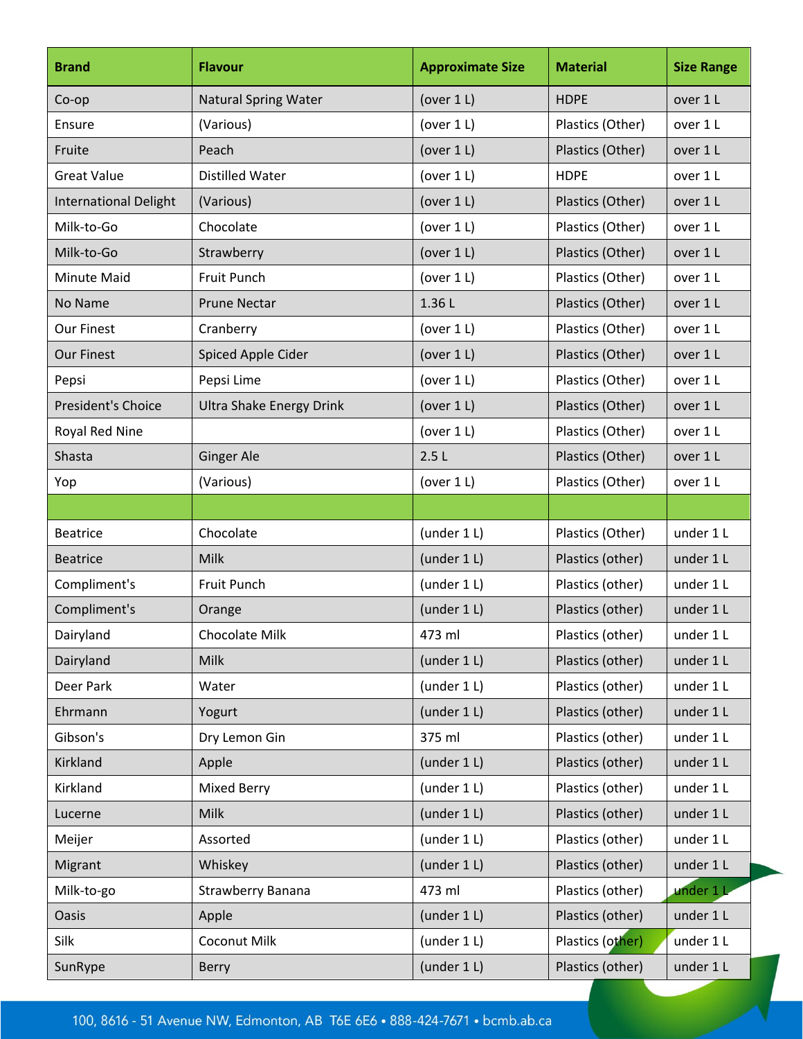| Brand | Flavour | Approximate Size | Material | Size Range |
|---|---|---|---|---|
| Co-op | Natural Spring Water | (over 1 L) | HDPE | over 1 L |
| Ensure | (Various) | (over 1 L) | Plastics (Other) | over 1 L |
| Fruite | Peach | (over 1 L) | Plastics (Other) | over 1 L |
| Great Value | Distilled Water | (over 1 L) | HDPE | over 1 L |
| International Delight | (Various) | (over 1 L) | Plastics (Other) | over 1 L |
| Milk-to-Go | Chocolate | (over 1 L) | Plastics (Other) | over 1 L |
| Milk-to-Go | Strawberry | (over 1 L) | Plastics (Other) | over 1 L |
| Minute Maid | Fruit Punch | (over 1 L) | Plastics (Other) | over 1 L |
| No Name | Prune Nectar | 1.36 L | Plastics (Other) | over 1 L |
| Our Finest | Cranberry | (over 1 L) | Plastics (Other) | over 1 L |
| Our Finest | Spiced Apple Cider | (over 1 L) | Plastics (Other) | over 1 L |
| Pepsi | Pepsi Lime | (over 1 L) | Plastics (Other) | over 1 L |
| President's Choice | Ultra Shake Energy Drink | (over 1 L) | Plastics (Other) | over 1 L |
| Royal Red Nine | | (over 1 L) | Plastics (Other) | over 1 L |
| Shasta | Ginger Ale | 2.5 L | Plastics (Other) | over 1 L |
| Yop | (Various) | (over 1 L) | Plastics (Other) | over 1 L |
| | | | | |
| Beatrice | Chocolate | (under 1 L) | Plastics (Other) | under 1 L |
| Beatrice | Milk | (under 1 L) | Plastics (other) | under 1 L |
| Compliment's | Fruit Punch | (under 1 L) | Plastics (other) | under 1 L |
| Compliment's | Orange | (under 1 L) | Plastics (other) | under 1 L |
| Dairyland | Chocolate Milk | 473 ml | Plastics (other) | under 1 L |
| Dairyland | Milk | (under 1 L) | Plastics (other) | under 1 L |
| Deer Park | Water | (under 1 L) | Plastics (other) | under 1 L |
| Ehrmann | Yogurt | (under 1 L) | Plastics (other) | under 1 L |
| Gibson's | Dry Lemon Gin | 375 ml | Plastics (other) | under 1 L |
| Kirkland | Apple | (under 1 L) | Plastics (other) | under 1 L |
| Kirkland | Mixed Berry | (under 1 L) | Plastics (other) | under 1 L |
| Lucerne | Milk | (under 1 L) | Plastics (other) | under 1 L |
| Meijer | Assorted | (under 1 L) | Plastics (other) | under 1 L |
| Migrant | Whiskey | (under 1 L) | Plastics (other) | under 1 L |
| Milk-to-go | Strawberry Banana | 473 ml | Plastics (other) | under 1 L |
| Oasis | Apple | (under 1 L) | Plastics (other) | under 1 L |
| Silk | Coconut Milk | (under 1 L) | Plastics (other) | under 1 L |
| SunRype | Berry | (under 1 L) | Plastics (other) | under 1 L |

100, 8616 - 51 Avenue NW, Edmonton, AB T6E 6E6 • 888-424-7671 • bcmb.ab.ca